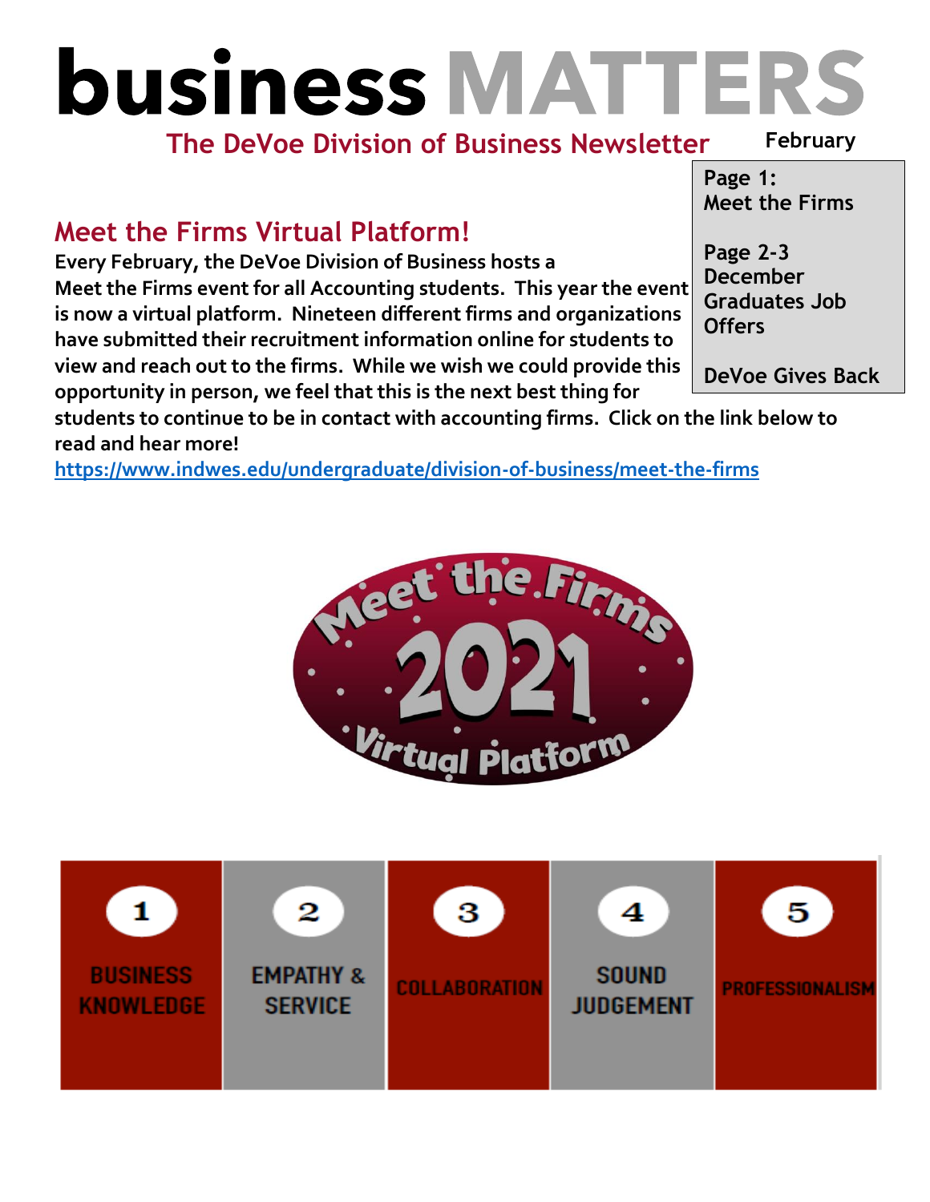# business MATTERS

**The DeVoe Division of Business Newsletter** **February**

**Page 1:**
**Meet the Firms**

**Page 2-3**
**December Graduates Job Offers**

**DeVoe Gives Back**

## Meet the Firms Virtual Platform!

**Every February, the DeVoe Division of Business hosts a Meet the Firms event for all Accounting students. This year the event is now a virtual platform. Nineteen different firms and organizations have submitted their recruitment information online for students to view and reach out to the firms. While we wish we could provide this opportunity in person, we feel that this is the next best thing for students to continue to be in contact with accounting firms. Click on the link below to read and hear more!**

https://www.indwes.edu/undergraduate/division-of-business/meet-the-firms

Meet the Firms 2021 Virtual Platform

| 1 | 2 | 3 | 4 | 5 |
|---|---|---|---|---|
| BUSINESS KNOWLEDGE | EMPATHY & SERVICE | COLLABORATION | SOUND JUDGEMENT | PROFESSIONALISM |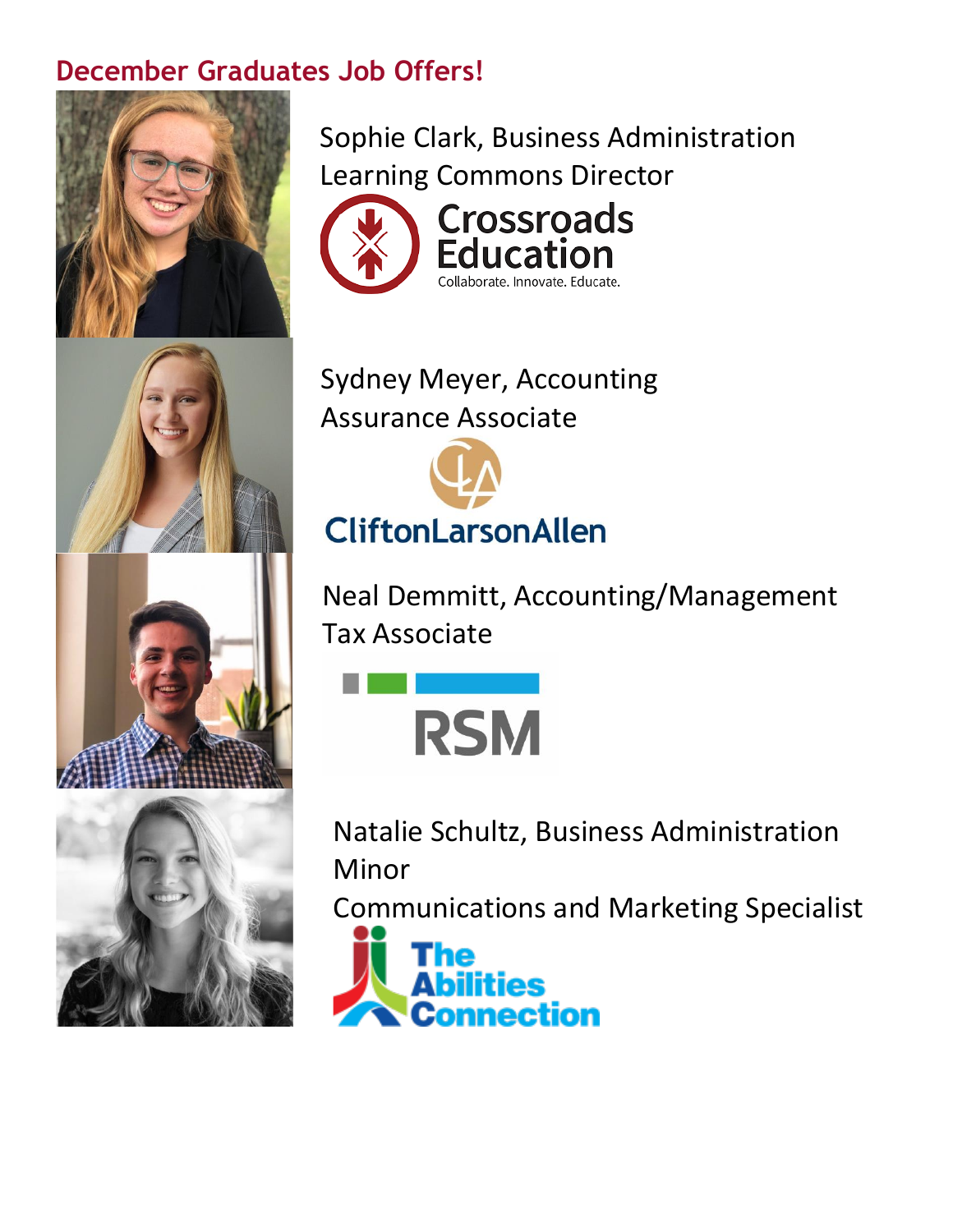## December Graduates Job Offers!

Sophie Clark, Business Administration
Learning Commons Director

Crossroads Education
Collaborate. Innovate. Educate.

Sydney Meyer, Accounting
Assurance Associate

CliftonLarsonAllen

Neal Demmitt, Accounting/Management
Tax Associate

RSM

Natalie Schultz, Business Administration Minor
Communications and Marketing Specialist

The Abilities Connection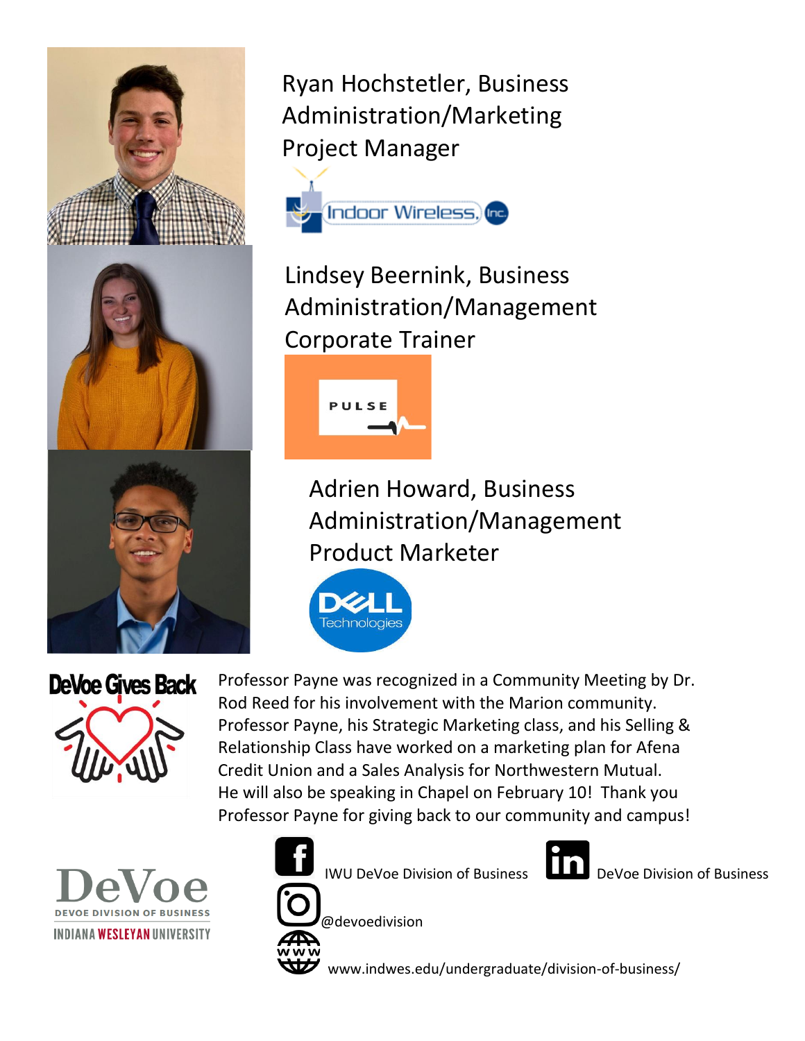Ryan Hochstetler, Business Administration/Marketing
Project Manager

Indoor Wireless, Inc.

Lindsey Beernink, Business Administration/Management
Corporate Trainer

PULSE

Adrien Howard, Business Administration/Management
Product Marketer

DELL Technologies

## DeVoe Gives Back

Professor Payne was recognized in a Community Meeting by Dr. Rod Reed for his involvement with the Marion community. Professor Payne, his Strategic Marketing class, and his Selling & Relationship Class have worked on a marketing plan for Afena Credit Union and a Sales Analysis for Northwestern Mutual. He will also be speaking in Chapel on February 10! Thank you Professor Payne for giving back to our community and campus!

DeVoe
DEVOE DIVISION OF BUSINESS
INDIANA WESLEYAN UNIVERSITY

IWU DeVoe Division of Business

DeVoe Division of Business

@devoedivision

www.indwes.edu/undergraduate/division-of-business/